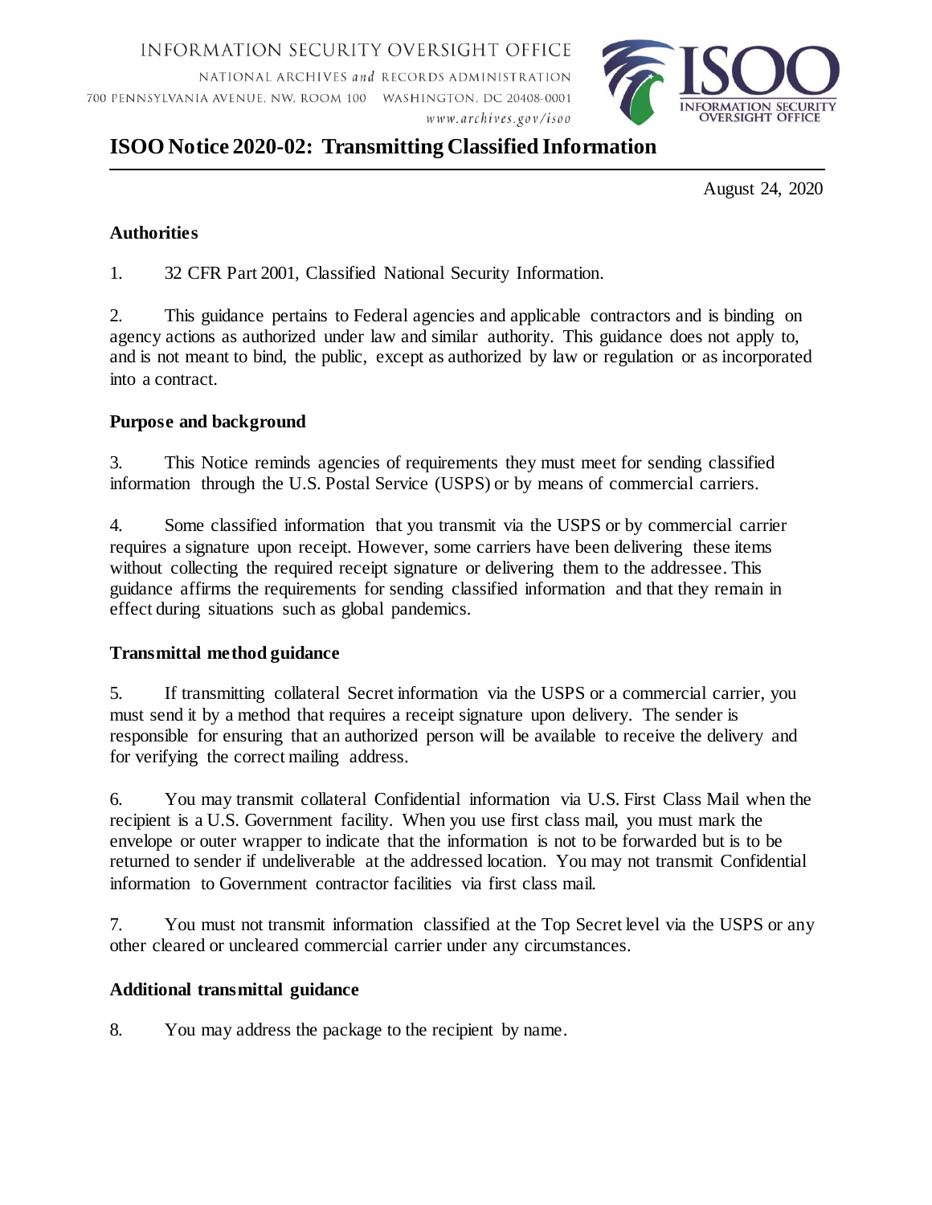INFORMATION SECURITY OVERSIGHT OFFICE

NATIONAL ARCHIVES *and* RECORDS ADMINISTRATION

700 PENNSYLVANIA AVENUE, NW, ROOM 100 WASHINGTON, DC 20408-0001

*www.archives.gov/isoo*

# ISOO Notice 2020-02: Transmitting Classified Information

August 24, 2020

## Authorities

1. 32 CFR Part 2001, Classified National Security Information.

2. This guidance pertains to Federal agencies and applicable contractors and is binding on agency actions as authorized under law and similar authority. This guidance does not apply to, and is not meant to bind, the public, except as authorized by law or regulation or as incorporated into a contract.

## Purpose and background

3. This Notice reminds agencies of requirements they must meet for sending classified information through the U.S. Postal Service (USPS) or by means of commercial carriers.

4. Some classified information that you transmit via the USPS or by commercial carrier requires a signature upon receipt. However, some carriers have been delivering these items without collecting the required receipt signature or delivering them to the addressee. This guidance affirms the requirements for sending classified information and that they remain in effect during situations such as global pandemics.

## Transmittal method guidance

5. If transmitting collateral Secret information via the USPS or a commercial carrier, you must send it by a method that requires a receipt signature upon delivery. The sender is responsible for ensuring that an authorized person will be available to receive the delivery and for verifying the correct mailing address.

6. You may transmit collateral Confidential information via U.S. First Class Mail when the recipient is a U.S. Government facility. When you use first class mail, you must mark the envelope or outer wrapper to indicate that the information is not to be forwarded but is to be returned to sender if undeliverable at the addressed location. You may not transmit Confidential information to Government contractor facilities via first class mail.

7. You must not transmit information classified at the Top Secret level via the USPS or any other cleared or uncleared commercial carrier under any circumstances.

## Additional transmittal guidance

8. You may address the package to the recipient by name.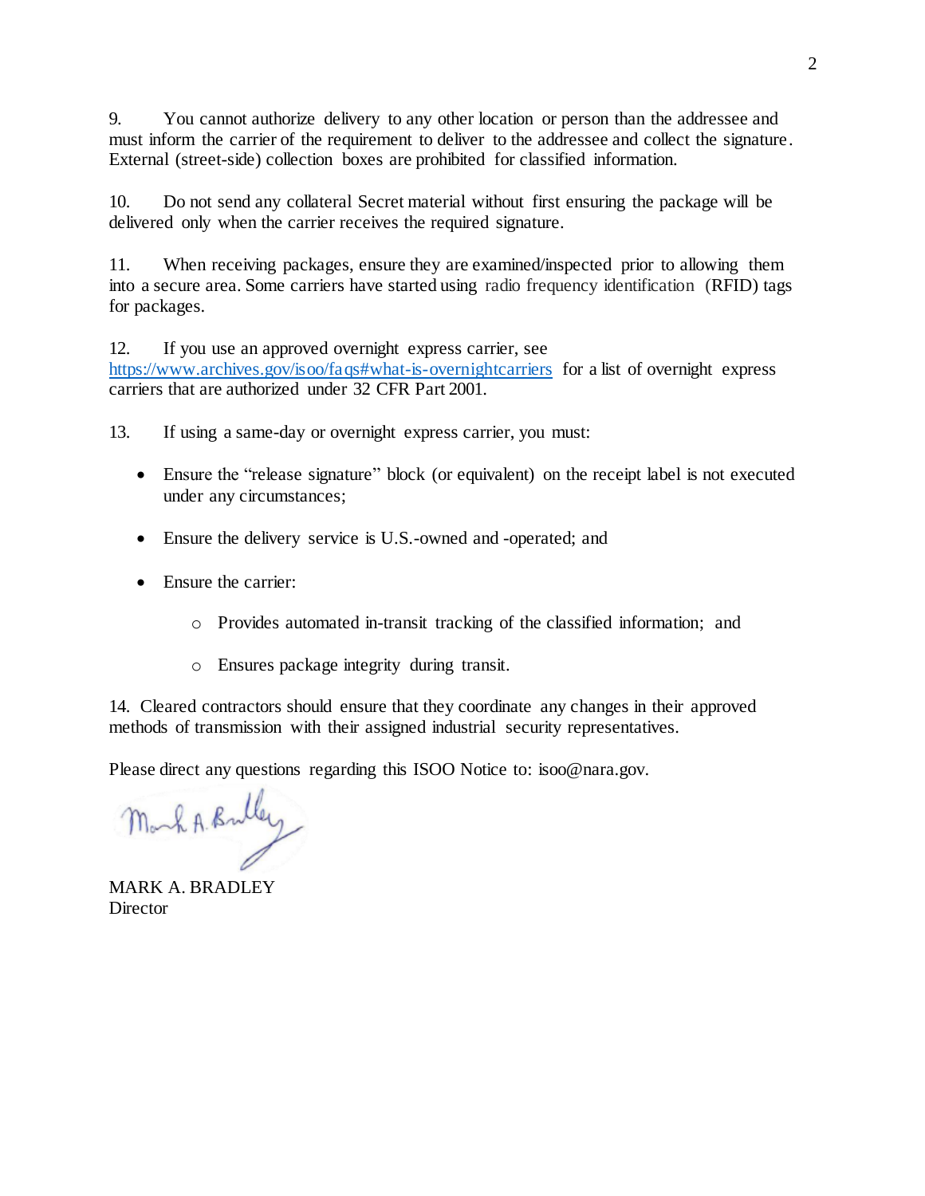9. You cannot authorize delivery to any other location or person than the addressee and must inform the carrier of the requirement to deliver to the addressee and collect the signature. External (street-side) collection boxes are prohibited for classified information.

10. Do not send any collateral Secret material without first ensuring the package will be delivered only when the carrier receives the required signature.

11. When receiving packages, ensure they are examined/inspected prior to allowing them into a secure area. Some carriers have started using radio frequency identification (RFID) tags for packages.

12. If you use an approved overnight express carrier, see [https://www.archives.gov/isoo/faqs#what-is-overnightcarriers](https://www.archives.gov/isoo/faqs#what-is-overnightcarriers) for a list of overnight express carriers that are authorized under 32 CFR Part 2001.

13. If using a same-day or overnight express carrier, you must:

- Ensure the "release signature" block (or equivalent) on the receipt label is not executed under any circumstances;
- Ensure the delivery service is U.S.-owned and -operated; and
- Ensure the carrier:
  - Provides automated in-transit tracking of the classified information; and
  - Ensures package integrity during transit.

14. Cleared contractors should ensure that they coordinate any changes in their approved methods of transmission with their assigned industrial security representatives.

Please direct any questions regarding this ISOO Notice to: isoo@nara.gov.

MARK A. BRADLEY
Director